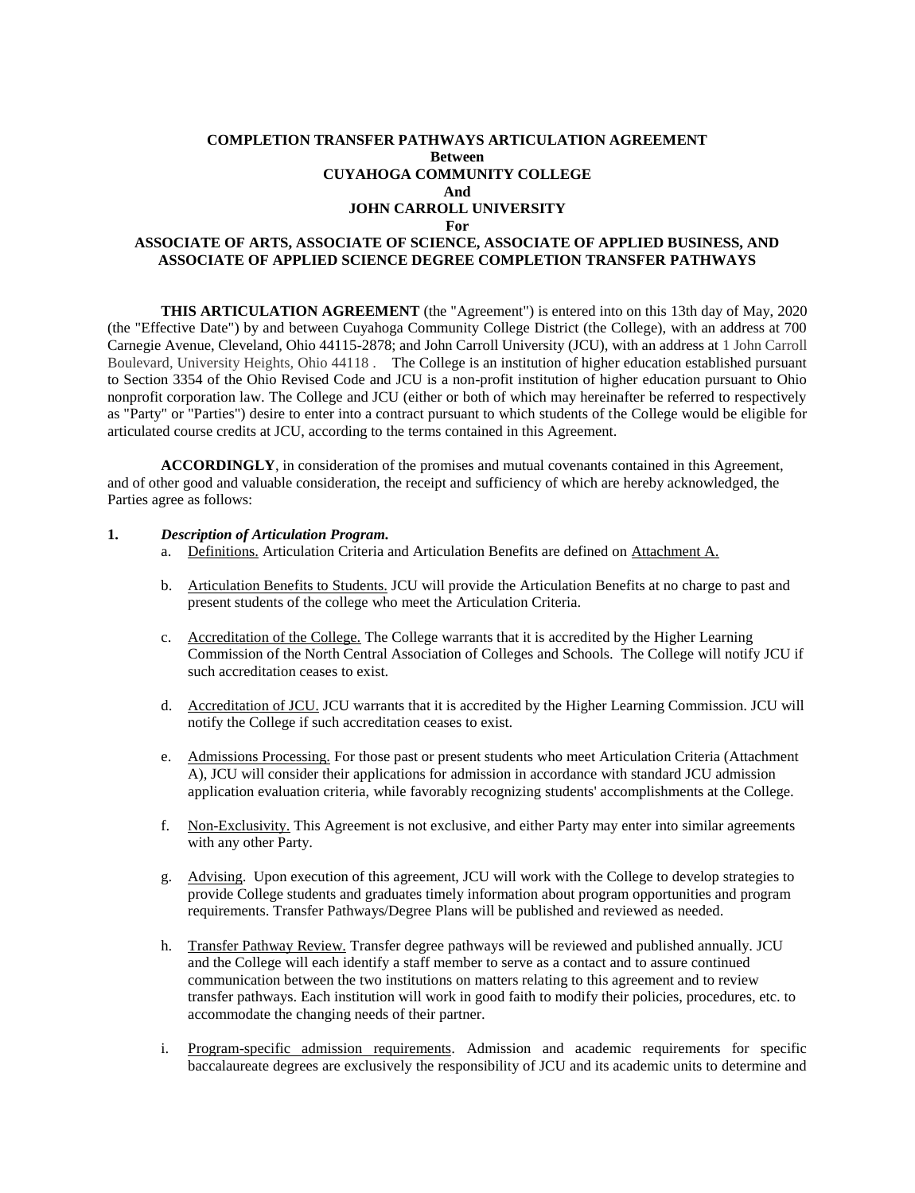**COMPLETION TRANSFER PATHWAYS ARTICULATION AGREEMENT**
**Between**
**CUYAHOGA COMMUNITY COLLEGE**
**And**
**JOHN CARROLL UNIVERSITY**
**For**
**ASSOCIATE OF ARTS, ASSOCIATE OF SCIENCE, ASSOCIATE OF APPLIED BUSINESS, AND ASSOCIATE OF APPLIED SCIENCE DEGREE COMPLETION TRANSFER PATHWAYS**

**THIS ARTICULATION AGREEMENT** (the "Agreement") is entered into on this 13th day of May, 2020 (the "Effective Date") by and between Cuyahoga Community College District (the College), with an address at 700 Carnegie Avenue, Cleveland, Ohio 44115-2878; and John Carroll University (JCU), with an address at 1 John Carroll Boulevard, University Heights, Ohio 44118 . The College is an institution of higher education established pursuant to Section 3354 of the Ohio Revised Code and JCU is a non-profit institution of higher education pursuant to Ohio nonprofit corporation law. The College and JCU (either or both of which may hereinafter be referred to respectively as "Party" or "Parties") desire to enter into a contract pursuant to which students of the College would be eligible for articulated course credits at JCU, according to the terms contained in this Agreement.

**ACCORDINGLY**, in consideration of the promises and mutual covenants contained in this Agreement, and of other good and valuable consideration, the receipt and sufficiency of which are hereby acknowledged, the Parties agree as follows:

**1.** ***Description of Articulation Program.***

a. Definitions. Articulation Criteria and Articulation Benefits are defined on Attachment A.

b. Articulation Benefits to Students. JCU will provide the Articulation Benefits at no charge to past and present students of the college who meet the Articulation Criteria.

c. Accreditation of the College. The College warrants that it is accredited by the Higher Learning Commission of the North Central Association of Colleges and Schools. The College will notify JCU if such accreditation ceases to exist.

d. Accreditation of JCU. JCU warrants that it is accredited by the Higher Learning Commission. JCU will notify the College if such accreditation ceases to exist.

e. Admissions Processing. For those past or present students who meet Articulation Criteria (Attachment A), JCU will consider their applications for admission in accordance with standard JCU admission application evaluation criteria, while favorably recognizing students' accomplishments at the College.

f. Non-Exclusivity. This Agreement is not exclusive, and either Party may enter into similar agreements with any other Party.

g. Advising. Upon execution of this agreement, JCU will work with the College to develop strategies to provide College students and graduates timely information about program opportunities and program requirements. Transfer Pathways/Degree Plans will be published and reviewed as needed.

h. Transfer Pathway Review. Transfer degree pathways will be reviewed and published annually. JCU and the College will each identify a staff member to serve as a contact and to assure continued communication between the two institutions on matters relating to this agreement and to review transfer pathways. Each institution will work in good faith to modify their policies, procedures, etc. to accommodate the changing needs of their partner.

i. Program-specific admission requirements. Admission and academic requirements for specific baccalaureate degrees are exclusively the responsibility of JCU and its academic units to determine and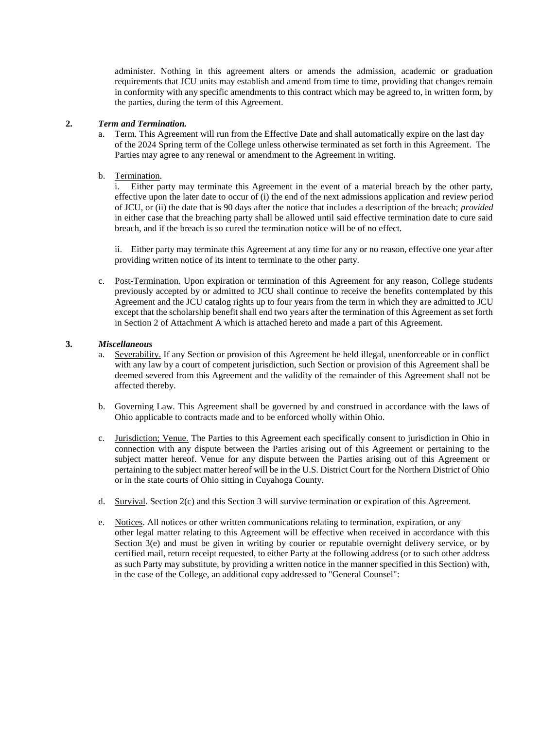administer. Nothing in this agreement alters or amends the admission, academic or graduation requirements that JCU units may establish and amend from time to time, providing that changes remain in conformity with any specific amendments to this contract which may be agreed to, in written form, by the parties, during the term of this Agreement.

**2.** ***Term and Termination.***

a. Term. This Agreement will run from the Effective Date and shall automatically expire on the last day of the 2024 Spring term of the College unless otherwise terminated as set forth in this Agreement. The Parties may agree to any renewal or amendment to the Agreement in writing.

b. Termination.

i. Either party may terminate this Agreement in the event of a material breach by the other party, effective upon the later date to occur of (i) the end of the next admissions application and review period of JCU, or (ii) the date that is 90 days after the notice that includes a description of the breach; *provided* in either case that the breaching party shall be allowed until said effective termination date to cure said breach, and if the breach is so cured the termination notice will be of no effect.

ii. Either party may terminate this Agreement at any time for any or no reason, effective one year after providing written notice of its intent to terminate to the other party.

c. Post-Termination. Upon expiration or termination of this Agreement for any reason, College students previously accepted by or admitted to JCU shall continue to receive the benefits contemplated by this Agreement and the JCU catalog rights up to four years from the term in which they are admitted to JCU except that the scholarship benefit shall end two years after the termination of this Agreement as set forth in Section 2 of Attachment A which is attached hereto and made a part of this Agreement.

**3.** ***Miscellaneous***

a. Severability. If any Section or provision of this Agreement be held illegal, unenforceable or in conflict with any law by a court of competent jurisdiction, such Section or provision of this Agreement shall be deemed severed from this Agreement and the validity of the remainder of this Agreement shall not be affected thereby.

b. Governing Law. This Agreement shall be governed by and construed in accordance with the laws of Ohio applicable to contracts made and to be enforced wholly within Ohio.

c. Jurisdiction; Venue. The Parties to this Agreement each specifically consent to jurisdiction in Ohio in connection with any dispute between the Parties arising out of this Agreement or pertaining to the subject matter hereof. Venue for any dispute between the Parties arising out of this Agreement or pertaining to the subject matter hereof will be in the U.S. District Court for the Northern District of Ohio or in the state courts of Ohio sitting in Cuyahoga County.

d. Survival. Section 2(c) and this Section 3 will survive termination or expiration of this Agreement.

e. Notices. All notices or other written communications relating to termination, expiration, or any other legal matter relating to this Agreement will be effective when received in accordance with this Section 3(e) and must be given in writing by courier or reputable overnight delivery service, or by certified mail, return receipt requested, to either Party at the following address (or to such other address as such Party may substitute, by providing a written notice in the manner specified in this Section) with, in the case of the College, an additional copy addressed to "General Counsel":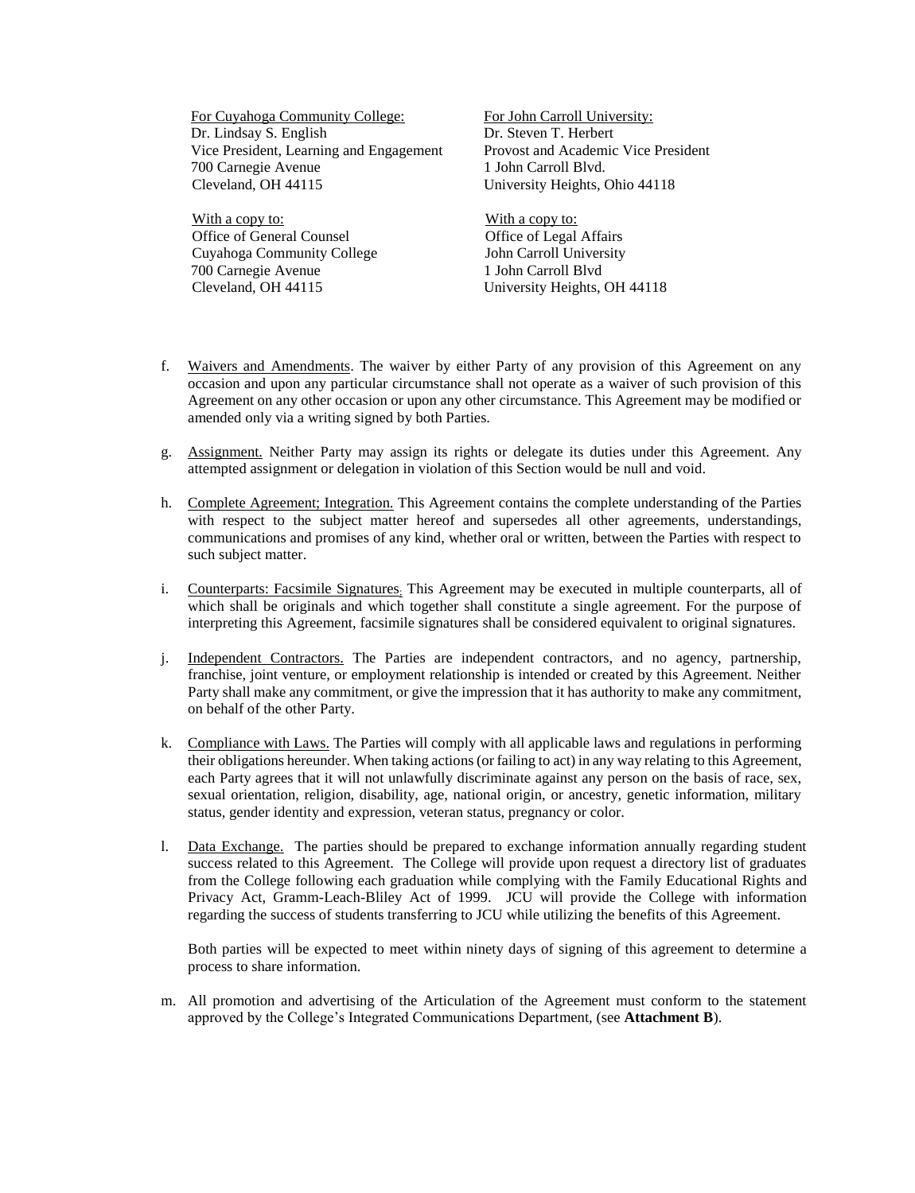For Cuyahoga Community College:
Dr. Lindsay S. English
Vice President, Learning and Engagement
700 Carnegie Avenue
Cleveland, OH 44115

With a copy to:
Office of General Counsel
Cuyahoga Community College
700 Carnegie Avenue
Cleveland, OH 44115

For John Carroll University:
Dr. Steven T. Herbert
Provost and Academic Vice President
1 John Carroll Blvd.
University Heights, Ohio 44118

With a copy to:
Office of Legal Affairs
John Carroll University
1 John Carroll Blvd
University Heights, OH 44118

f. Waivers and Amendments. The waiver by either Party of any provision of this Agreement on any occasion and upon any particular circumstance shall not operate as a waiver of such provision of this Agreement on any other occasion or upon any other circumstance. This Agreement may be modified or amended only via a writing signed by both Parties.

g. Assignment. Neither Party may assign its rights or delegate its duties under this Agreement. Any attempted assignment or delegation in violation of this Section would be null and void.

h. Complete Agreement; Integration. This Agreement contains the complete understanding of the Parties with respect to the subject matter hereof and supersedes all other agreements, understandings, communications and promises of any kind, whether oral or written, between the Parties with respect to such subject matter.

i. Counterparts: Facsimile Signatures. This Agreement may be executed in multiple counterparts, all of which shall be originals and which together shall constitute a single agreement. For the purpose of interpreting this Agreement, facsimile signatures shall be considered equivalent to original signatures.

j. Independent Contractors. The Parties are independent contractors, and no agency, partnership, franchise, joint venture, or employment relationship is intended or created by this Agreement. Neither Party shall make any commitment, or give the impression that it has authority to make any commitment, on behalf of the other Party.

k. Compliance with Laws. The Parties will comply with all applicable laws and regulations in performing their obligations hereunder. When taking actions (or failing to act) in any way relating to this Agreement, each Party agrees that it will not unlawfully discriminate against any person on the basis of race, sex, sexual orientation, religion, disability, age, national origin, or ancestry, genetic information, military status, gender identity and expression, veteran status, pregnancy or color.

l. Data Exchange. The parties should be prepared to exchange information annually regarding student success related to this Agreement. The College will provide upon request a directory list of graduates from the College following each graduation while complying with the Family Educational Rights and Privacy Act, Gramm-Leach-Bliley Act of 1999. JCU will provide the College with information regarding the success of students transferring to JCU while utilizing the benefits of this Agreement.

   Both parties will be expected to meet within ninety days of signing of this agreement to determine a process to share information.

m. All promotion and advertising of the Articulation of the Agreement must conform to the statement approved by the College's Integrated Communications Department, (see **Attachment B**).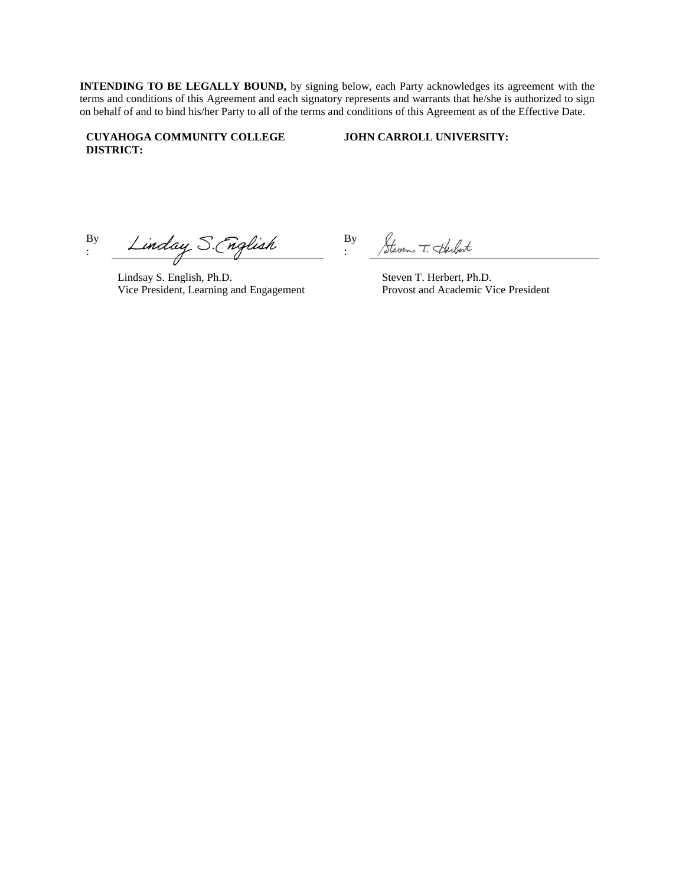**INTENDING TO BE LEGALLY BOUND,** by signing below, each Party acknowledges its agreement with the terms and conditions of this Agreement and each signatory represents and warrants that he/she is authorized to sign on behalf of and to bind his/her Party to all of the terms and conditions of this Agreement as of the Effective Date.

**CUYAHOGA COMMUNITY COLLEGE DISTRICT:**

By: Linday S. English

Lindsay S. English, Ph.D.
Vice President, Learning and Engagement

**JOHN CARROLL UNIVERSITY:**

By: Steven T. Herbert

Steven T. Herbert, Ph.D.
Provost and Academic Vice President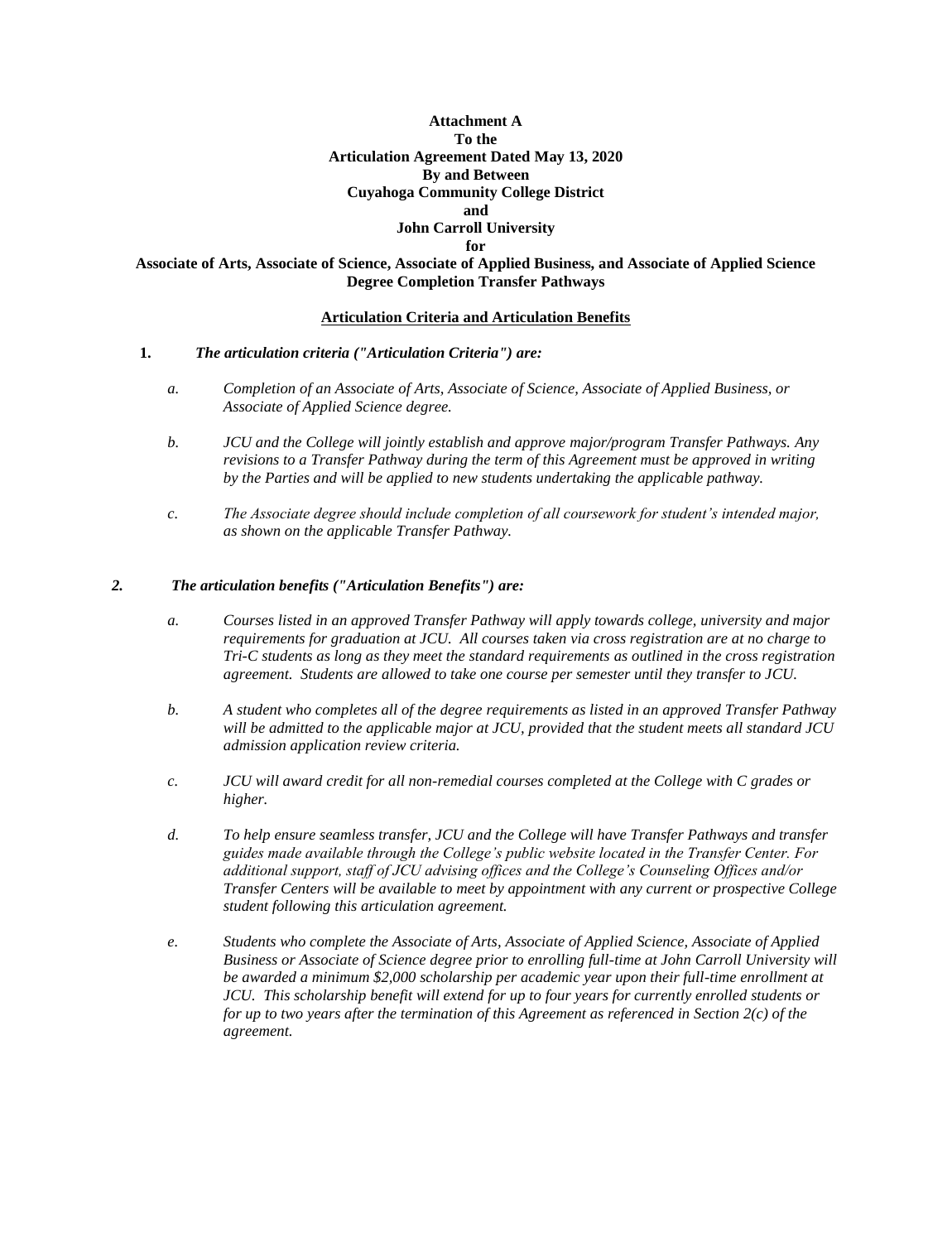**Attachment A**
**To the**
**Articulation Agreement Dated May 13, 2020**
**By and Between**
**Cuyahoga Community College District**
**and**
**John Carroll University**
**for**
**Associate of Arts, Associate of Science, Associate of Applied Business, and Associate of Applied Science Degree Completion Transfer Pathways**

**Articulation Criteria and Articulation Benefits**

**1.** ***The articulation criteria ("Articulation Criteria") are:***

*a. Completion of an Associate of Arts, Associate of Science, Associate of Applied Business, or Associate of Applied Science degree.*

*b. JCU and the College will jointly establish and approve major/program Transfer Pathways. Any revisions to a Transfer Pathway during the term of this Agreement must be approved in writing by the Parties and will be applied to new students undertaking the applicable pathway.*

*c. The Associate degree should include completion of all coursework for student's intended major, as shown on the applicable Transfer Pathway.*

***2. The articulation benefits ("Articulation Benefits") are:***

*a. Courses listed in an approved Transfer Pathway will apply towards college, university and major requirements for graduation at JCU. All courses taken via cross registration are at no charge to Tri-C students as long as they meet the standard requirements as outlined in the cross registration agreement. Students are allowed to take one course per semester until they transfer to JCU.*

*b. A student who completes all of the degree requirements as listed in an approved Transfer Pathway will be admitted to the applicable major at JCU, provided that the student meets all standard JCU admission application review criteria.*

*c. JCU will award credit for all non-remedial courses completed at the College with C grades or higher.*

*d. To help ensure seamless transfer, JCU and the College will have Transfer Pathways and transfer guides made available through the College's public website located in the Transfer Center. For additional support, staff of JCU advising offices and the College's Counseling Offices and/or Transfer Centers will be available to meet by appointment with any current or prospective College student following this articulation agreement.*

*e. Students who complete the Associate of Arts, Associate of Applied Science, Associate of Applied Business or Associate of Science degree prior to enrolling full-time at John Carroll University will be awarded a minimum $2,000 scholarship per academic year upon their full-time enrollment at JCU. This scholarship benefit will extend for up to four years for currently enrolled students or for up to two years after the termination of this Agreement as referenced in Section 2(c) of the agreement.*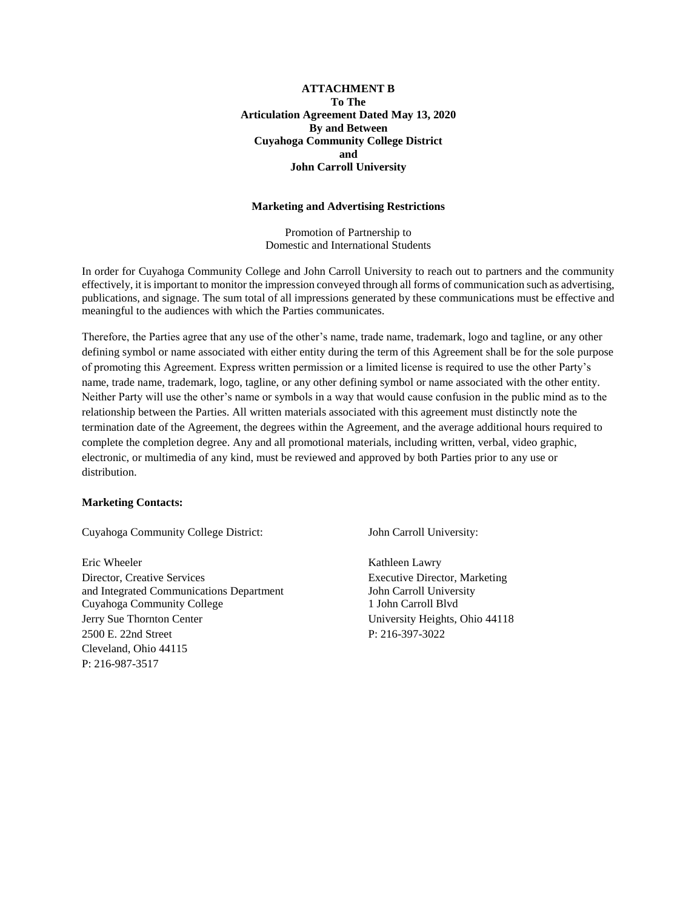**ATTACHMENT B**
**To The**
**Articulation Agreement Dated May 13, 2020**
**By and Between**
**Cuyahoga Community College District**
**and**
**John Carroll University**

**Marketing and Advertising Restrictions**

Promotion of Partnership to
Domestic and International Students

In order for Cuyahoga Community College and John Carroll University to reach out to partners and the community effectively, it is important to monitor the impression conveyed through all forms of communication such as advertising, publications, and signage. The sum total of all impressions generated by these communications must be effective and meaningful to the audiences with which the Parties communicates.

Therefore, the Parties agree that any use of the other's name, trade name, trademark, logo and tagline, or any other defining symbol or name associated with either entity during the term of this Agreement shall be for the sole purpose of promoting this Agreement. Express written permission or a limited license is required to use the other Party's name, trade name, trademark, logo, tagline, or any other defining symbol or name associated with the other entity. Neither Party will use the other's name or symbols in a way that would cause confusion in the public mind as to the relationship between the Parties. All written materials associated with this agreement must distinctly note the termination date of the Agreement, the degrees within the Agreement, and the average additional hours required to complete the completion degree. Any and all promotional materials, including written, verbal, video graphic, electronic, or multimedia of any kind, must be reviewed and approved by both Parties prior to any use or distribution.

**Marketing Contacts:**

Cuyahoga Community College District:

Eric Wheeler
Director, Creative Services
and Integrated Communications Department
Cuyahoga Community College
Jerry Sue Thornton Center
2500 E. 22nd Street
Cleveland, Ohio 44115
P: 216-987-3517

John Carroll University:

Kathleen Lawry
Executive Director, Marketing
John Carroll University
1 John Carroll Blvd
University Heights, Ohio 44118
P: 216-397-3022